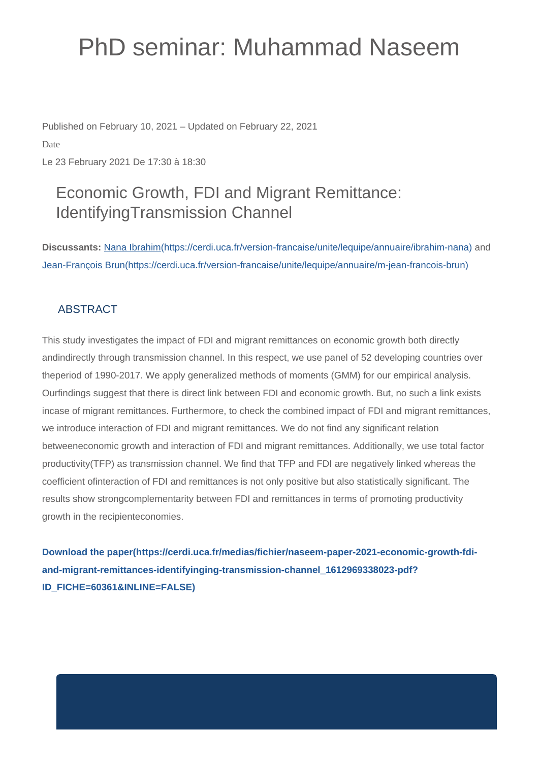# PhD seminar: Muhammad Naseem

Published on February 10, 2021 – Updated on February 22, 2021

Date

Le 23 February 2021 De 17:30 à 18:30

## Economic Growth, FDI and Migrant Remittance: IdentifyingTransmission Channel

**Discussants:** [Nana Ibrahim](https://cerdi.uca.fr/version-francaise/unite/lequipe/annuaire/ibrahim-nana)(https://cerdi.uca.fr/version-francaise/unite/lequipe/annuaire/ibrahim-nana) and [Jean-François Brun](https://cerdi.uca.fr/version-francaise/unite/lequipe/annuaire/m-jean-francois-brun)(https://cerdi.uca.fr/version-francaise/unite/lequipe/annuaire/m-jean-francois-brun)

### ABSTRACT

This study investigates the impact of FDI and migrant remittances on economic growth both directly andindirectly through transmission channel. In this respect, we use panel of 52 developing countries over theperiod of 1990-2017. We apply generalized methods of moments (GMM) for our empirical analysis. Ourfindings suggest that there is direct link between FDI and economic growth. But, no such a link exists incase of migrant remittances. Furthermore, to check the combined impact of FDI and migrant remittances, we introduce interaction of FDI and migrant remittances. We do not find any significant relation betweeneconomic growth and interaction of FDI and migrant remittances. Additionally, we use total factor productivity(TFP) as transmission channel. We find that TFP and FDI are negatively linked whereas the coefficient ofinteraction of FDI and remittances is not only positive but also statistically significant. The results show strongcomplementarity between FDI and remittances in terms of promoting productivity growth in the recipienteconomies.

**[Download the paper](https://cerdi.uca.fr/medias/fichier/naseem-paper-2021-economic-growth-fdi-and-migrant-remittances-identifyinging-transmission-channel_1612969338023-pdf?ID_FICHE=60361&INLINE=FALSE)(https://cerdi.uca.fr/medias/fichier/naseem-paper-2021-economic-growth-fdi-and-migrant-remittances-identifyinging-transmission-channel_1612969338023-pdf?ID_FICHE=60361&INLINE=FALSE)**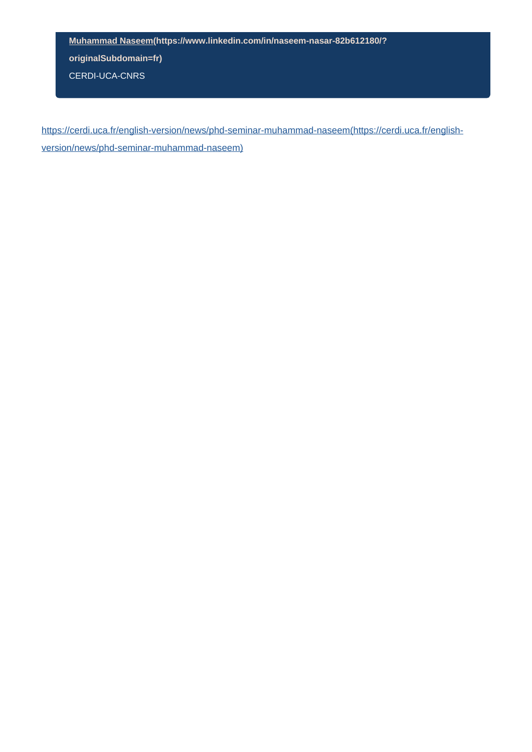**Muhammad Naseem(https://www.linkedin.com/in/naseem-nasar-82b612180/?originalSubdomain=fr)**

CERDI-UCA-CNRS

https://cerdi.uca.fr/english-version/news/phd-seminar-muhammad-naseem(https://cerdi.uca.fr/english-version/news/phd-seminar-muhammad-naseem)